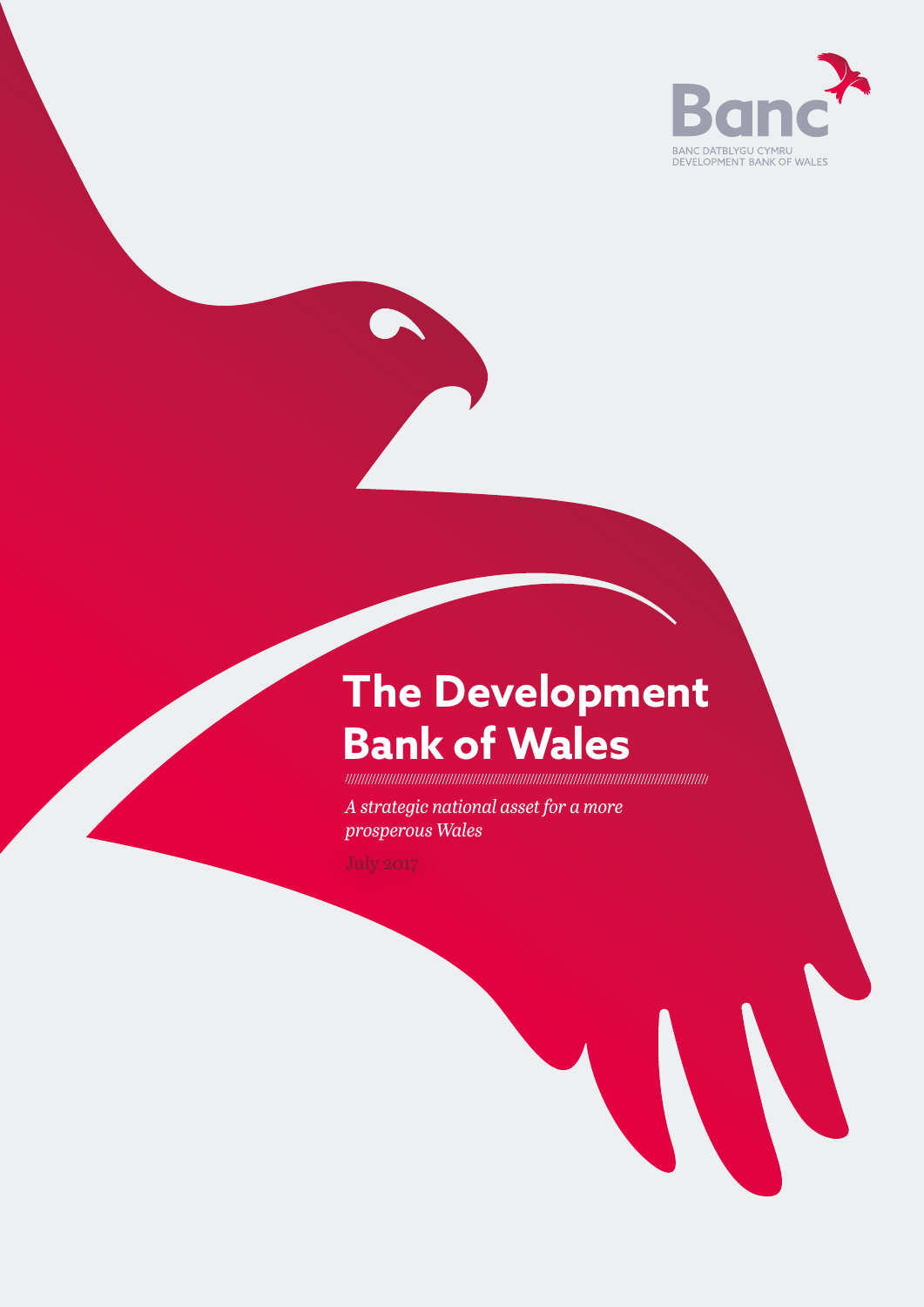Banc

BANC DATBLYGU CYMRU
DEVELOPMENT BANK OF WALES

# The Development Bank of Wales

*A strategic national asset for a more prosperous Wales*

July 2017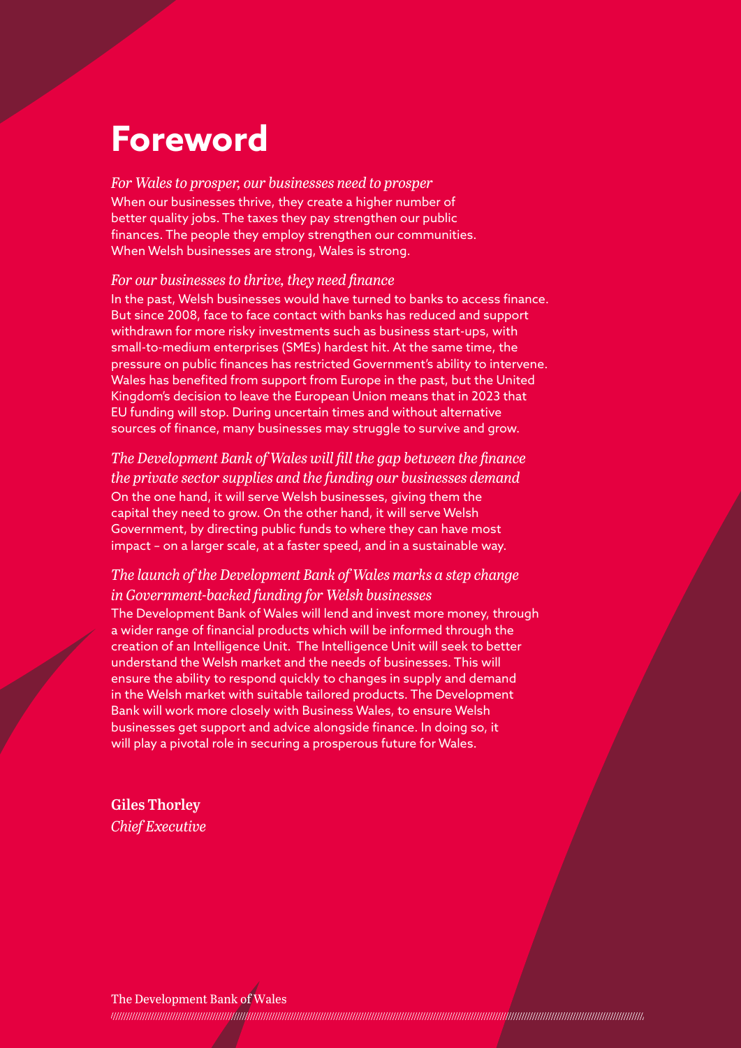# Foreword

*For Wales to prosper, our businesses need to prosper*

When our businesses thrive, they create a higher number of better quality jobs. The taxes they pay strengthen our public finances. The people they employ strengthen our communities. When Welsh businesses are strong, Wales is strong.

*For our businesses to thrive, they need finance*

In the past, Welsh businesses would have turned to banks to access finance. But since 2008, face to face contact with banks has reduced and support withdrawn for more risky investments such as business start-ups, with small-to-medium enterprises (SMEs) hardest hit. At the same time, the pressure on public finances has restricted Government's ability to intervene. Wales has benefited from support from Europe in the past, but the United Kingdom's decision to leave the European Union means that in 2023 that EU funding will stop. During uncertain times and without alternative sources of finance, many businesses may struggle to survive and grow.

*The Development Bank of Wales will fill the gap between the finance the private sector supplies and the funding our businesses demand*

On the one hand, it will serve Welsh businesses, giving them the capital they need to grow. On the other hand, it will serve Welsh Government, by directing public funds to where they can have most impact – on a larger scale, at a faster speed, and in a sustainable way.

*The launch of the Development Bank of Wales marks a step change in Government-backed funding for Welsh businesses*

The Development Bank of Wales will lend and invest more money, through a wider range of financial products which will be informed through the creation of an Intelligence Unit. The Intelligence Unit will seek to better understand the Welsh market and the needs of businesses. This will ensure the ability to respond quickly to changes in supply and demand in the Welsh market with suitable tailored products. The Development Bank will work more closely with Business Wales, to ensure Welsh businesses get support and advice alongside finance. In doing so, it will play a pivotal role in securing a prosperous future for Wales.

**Giles Thorley**
*Chief Executive*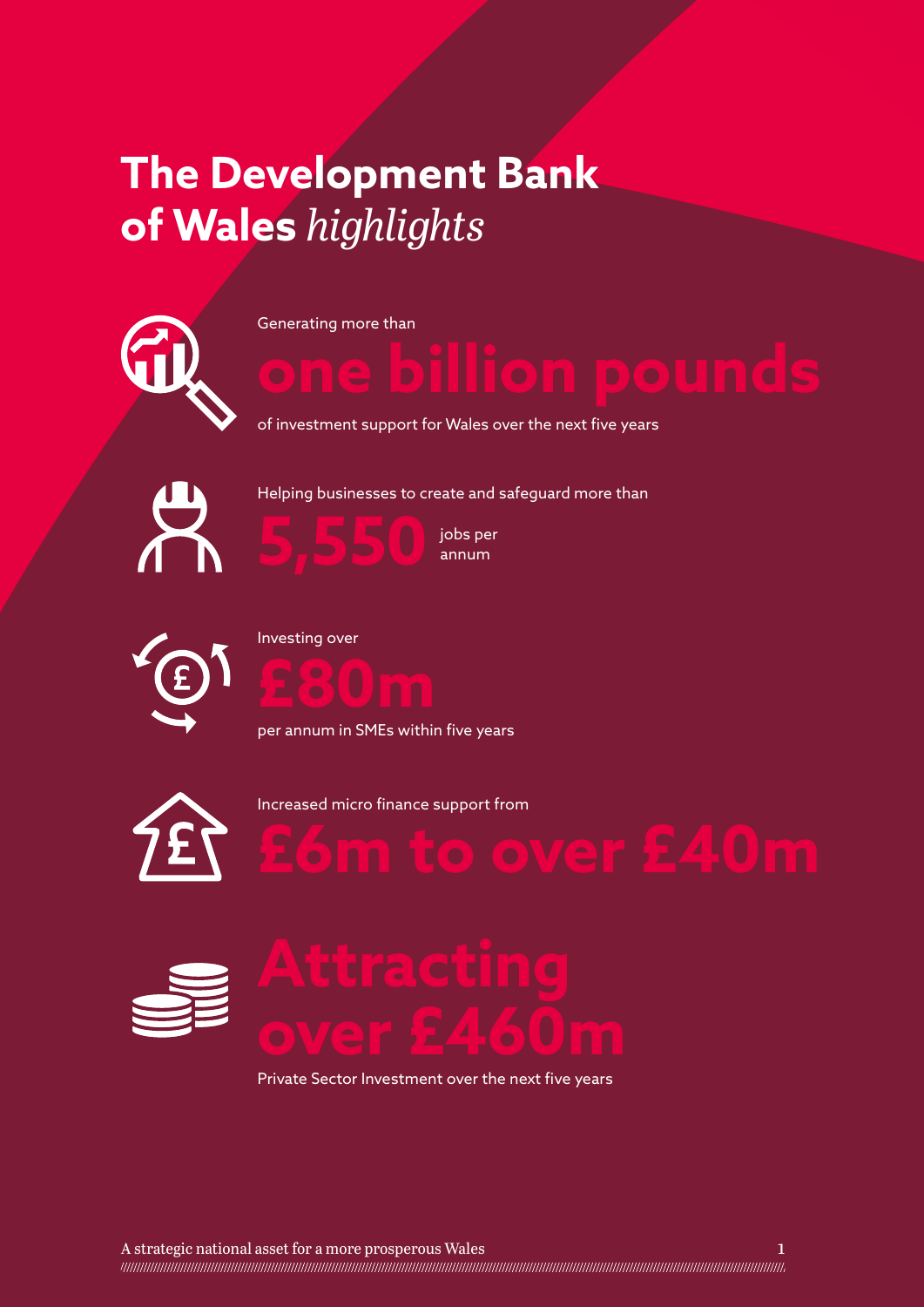# The Development Bank of Wales *highlights*

Generating more than

**one billion pounds**

of investment support for Wales over the next five years

Helping businesses to create and safeguard more than

**5,550** jobs per annum

Investing over

**£80m**

per annum in SMEs within five years

Increased micro finance support from

**£6m to over £40m**

**Attracting over £460m**

Private Sector Investment over the next five years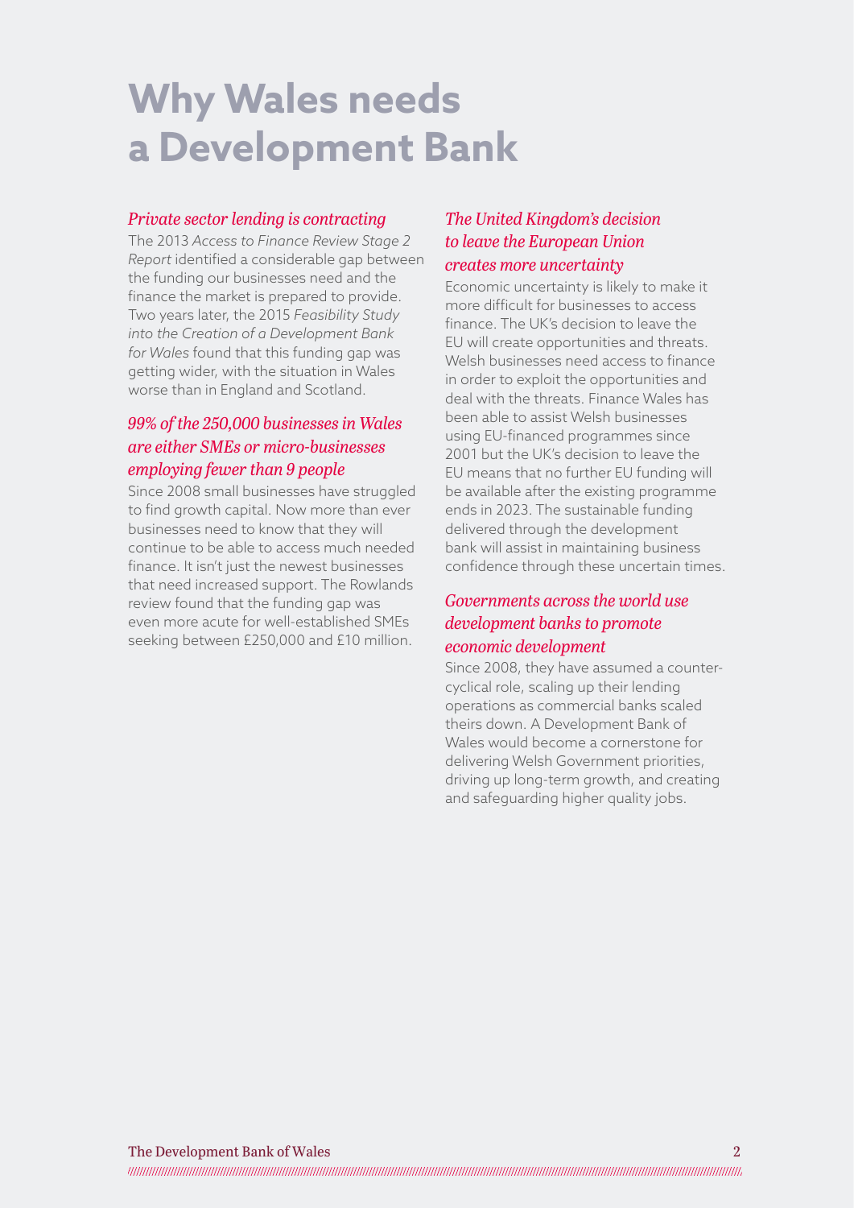# Why Wales needs a Development Bank

### *Private sector lending is contracting*

The 2013 *Access to Finance Review Stage 2 Report* identified a considerable gap between the funding our businesses need and the finance the market is prepared to provide. Two years later, the 2015 *Feasibility Study into the Creation of a Development Bank for Wales* found that this funding gap was getting wider, with the situation in Wales worse than in England and Scotland.

### *99% of the 250,000 businesses in Wales are either SMEs or micro-businesses employing fewer than 9 people*

Since 2008 small businesses have struggled to find growth capital. Now more than ever businesses need to know that they will continue to be able to access much needed finance. It isn't just the newest businesses that need increased support. The Rowlands review found that the funding gap was even more acute for well-established SMEs seeking between £250,000 and £10 million.

### *The United Kingdom's decision to leave the European Union creates more uncertainty*

Economic uncertainty is likely to make it more difficult for businesses to access finance. The UK's decision to leave the EU will create opportunities and threats. Welsh businesses need access to finance in order to exploit the opportunities and deal with the threats. Finance Wales has been able to assist Welsh businesses using EU-financed programmes since 2001 but the UK's decision to leave the EU means that no further EU funding will be available after the existing programme ends in 2023. The sustainable funding delivered through the development bank will assist in maintaining business confidence through these uncertain times.

### *Governments across the world use development banks to promote economic development*

Since 2008, they have assumed a counter-cyclical role, scaling up their lending operations as commercial banks scaled theirs down. A Development Bank of Wales would become a cornerstone for delivering Welsh Government priorities, driving up long-term growth, and creating and safeguarding higher quality jobs.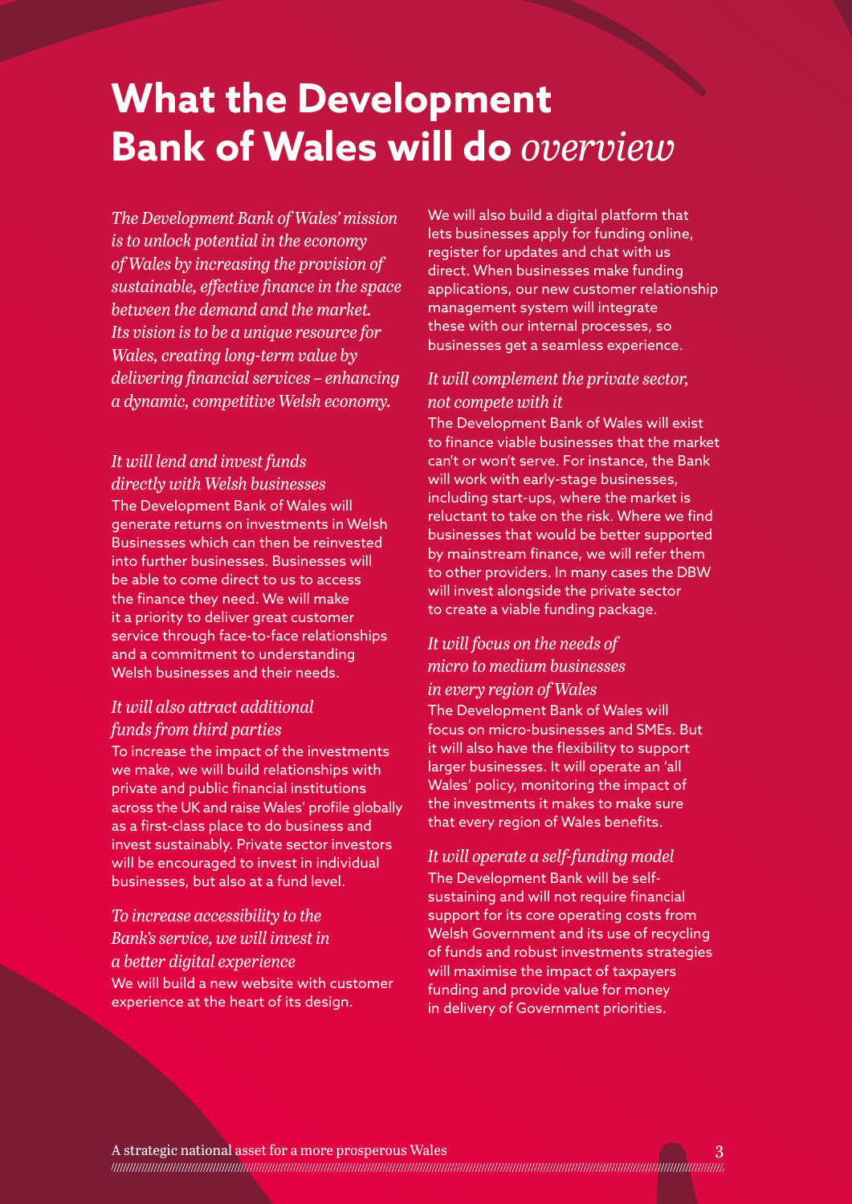# What the Development Bank of Wales will do *overview*

*The Development Bank of Wales' mission is to unlock potential in the economy of Wales by increasing the provision of sustainable, effective finance in the space between the demand and the market. Its vision is to be a unique resource for Wales, creating long-term value by delivering financial services – enhancing a dynamic, competitive Welsh economy.*

### *It will lend and invest funds directly with Welsh businesses*

The Development Bank of Wales will generate returns on investments in Welsh Businesses which can then be reinvested into further businesses. Businesses will be able to come direct to us to access the finance they need. We will make it a priority to deliver great customer service through face-to-face relationships and a commitment to understanding Welsh businesses and their needs.

### *It will also attract additional funds from third parties*

To increase the impact of the investments we make, we will build relationships with private and public financial institutions across the UK and raise Wales' profile globally as a first-class place to do business and invest sustainably. Private sector investors will be encouraged to invest in individual businesses, but also at a fund level.

### *To increase accessibility to the Bank's service, we will invest in a better digital experience*

We will build a new website with customer experience at the heart of its design.

We will also build a digital platform that lets businesses apply for funding online, register for updates and chat with us direct. When businesses make funding applications, our new customer relationship management system will integrate these with our internal processes, so businesses get a seamless experience.

### *It will complement the private sector, not compete with it*

The Development Bank of Wales will exist to finance viable businesses that the market can't or won't serve. For instance, the Bank will work with early-stage businesses, including start-ups, where the market is reluctant to take on the risk. Where we find businesses that would be better supported by mainstream finance, we will refer them to other providers. In many cases the DBW will invest alongside the private sector to create a viable funding package.

### *It will focus on the needs of micro to medium businesses in every region of Wales*

The Development Bank of Wales will focus on micro-businesses and SMEs. But it will also have the flexibility to support larger businesses. It will operate an 'all Wales' policy, monitoring the impact of the investments it makes to make sure that every region of Wales benefits.

### *It will operate a self-funding model*

The Development Bank will be self-sustaining and will not require financial support for its core operating costs from Welsh Government and its use of recycling of funds and robust investments strategies will maximise the impact of taxpayers funding and provide value for money in delivery of Government priorities.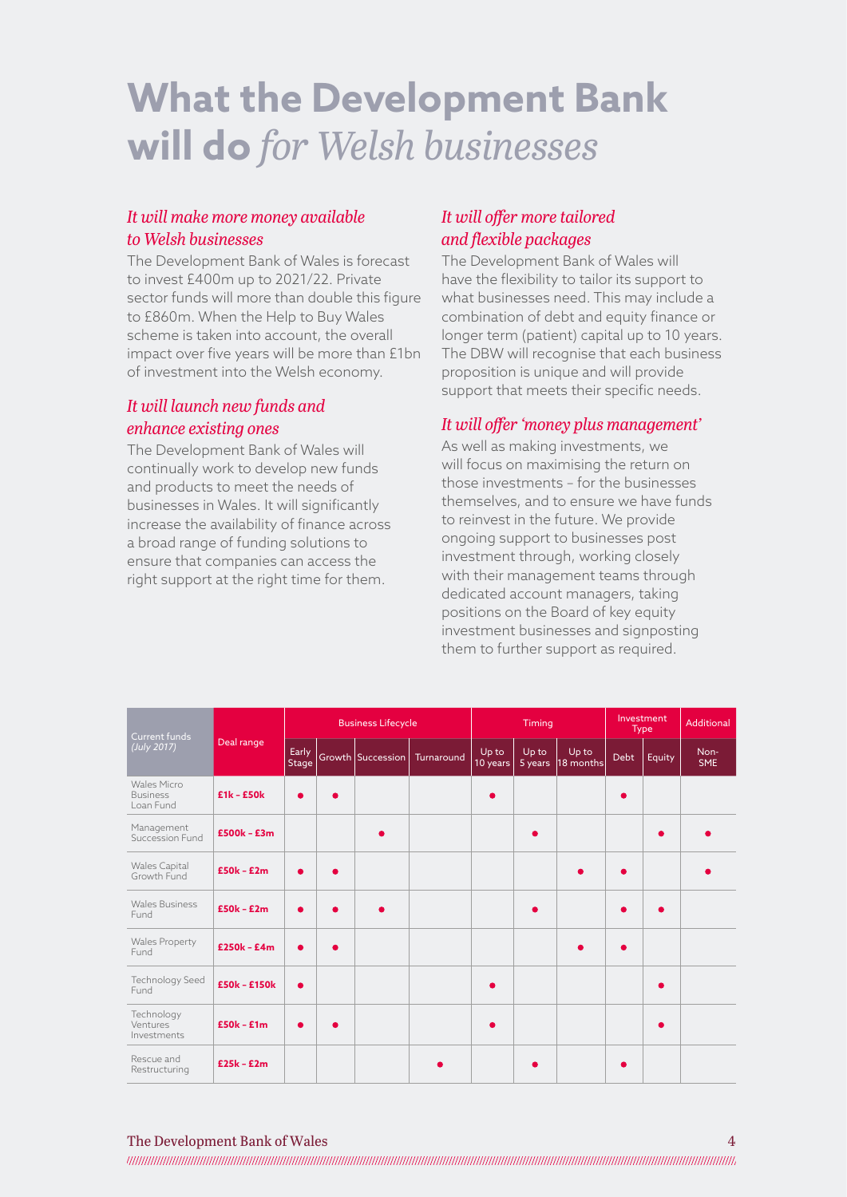# What the Development Bank will do *for Welsh businesses*

### *It will make more money available to Welsh businesses*

The Development Bank of Wales is forecast to invest £400m up to 2021/22. Private sector funds will more than double this figure to £860m. When the Help to Buy Wales scheme is taken into account, the overall impact over five years will be more than £1bn of investment into the Welsh economy.

### *It will launch new funds and enhance existing ones*

The Development Bank of Wales will continually work to develop new funds and products to meet the needs of businesses in Wales. It will significantly increase the availability of finance across a broad range of funding solutions to ensure that companies can access the right support at the right time for them.

### *It will offer more tailored and flexible packages*

The Development Bank of Wales will have the flexibility to tailor its support to what businesses need. This may include a combination of debt and equity finance or longer term (patient) capital up to 10 years. The DBW will recognise that each business proposition is unique and will provide support that meets their specific needs.

### *It will offer 'money plus management'*

As well as making investments, we will focus on maximising the return on those investments – for the businesses themselves, and to ensure we have funds to reinvest in the future. We provide ongoing support to businesses post investment through, working closely with their management teams through dedicated account managers, taking positions on the Board of key equity investment businesses and signposting them to further support as required.

| Current funds *(July 2017)* | Deal range | Business Lifecycle | | | | Timing | | | Investment Type | | Additional |
|---|---|---|---|---|---|---|---|---|---|---|---|
| | | Early Stage | Growth | Succession | Turnaround | Up to 10 years | Up to 5 years | Up to 18 months | Debt | Equity | Non-SME |
| Wales Micro Business Loan Fund | **£1k - £50k** | ● | ● | | | ● | | | ● | | |
| Management Succession Fund | **£500k - £3m** | | | ● | | | ● | | | ● | ● |
| Wales Capital Growth Fund | **£50k - £2m** | ● | ● | | | | | ● | ● | | ● |
| Wales Business Fund | **£50k - £2m** | ● | ● | ● | | | ● | | ● | ● | |
| Wales Property Fund | **£250k - £4m** | ● | ● | | | | | ● | ● | | |
| Technology Seed Fund | **£50k - £150k** | ● | | | | ● | | | | ● | |
| Technology Ventures Investments | **£50k - £1m** | ● | ● | | | ● | | | | ● | |
| Rescue and Restructuring | **£25k - £2m** | | | | ● | | ● | | ● | | |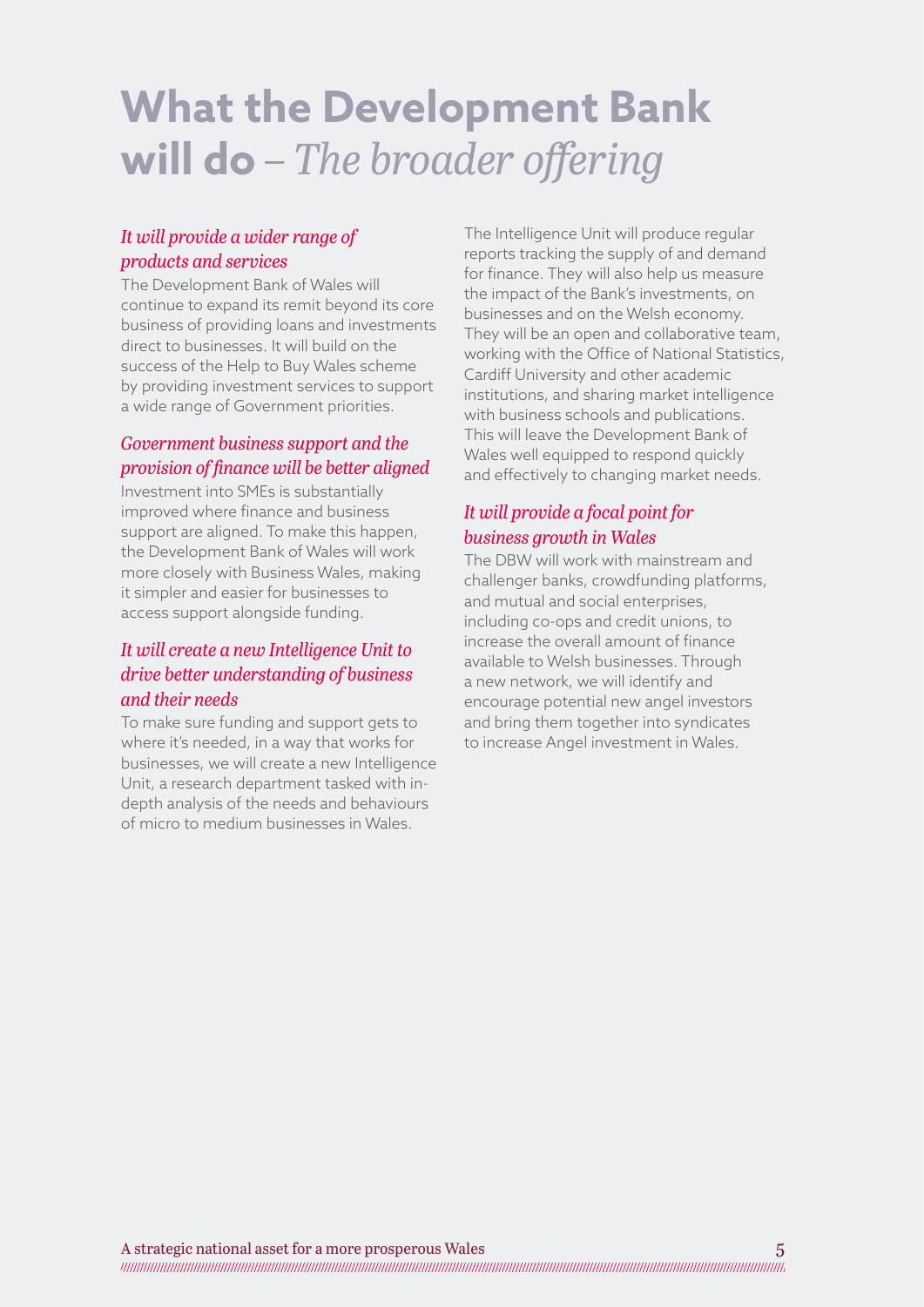# **What the Development Bank will do** – *The broader offering*

### *It will provide a wider range of products and services*

The Development Bank of Wales will continue to expand its remit beyond its core business of providing loans and investments direct to businesses. It will build on the success of the Help to Buy Wales scheme by providing investment services to support a wide range of Government priorities.

### *Government business support and the provision of finance will be better aligned*

Investment into SMEs is substantially improved where finance and business support are aligned. To make this happen, the Development Bank of Wales will work more closely with Business Wales, making it simpler and easier for businesses to access support alongside funding.

### *It will create a new Intelligence Unit to drive better understanding of business and their needs*

To make sure funding and support gets to where it's needed, in a way that works for businesses, we will create a new Intelligence Unit, a research department tasked with in-depth analysis of the needs and behaviours of micro to medium businesses in Wales.

The Intelligence Unit will produce regular reports tracking the supply of and demand for finance. They will also help us measure the impact of the Bank's investments, on businesses and on the Welsh economy. They will be an open and collaborative team, working with the Office of National Statistics, Cardiff University and other academic institutions, and sharing market intelligence with business schools and publications. This will leave the Development Bank of Wales well equipped to respond quickly and effectively to changing market needs.

### *It will provide a focal point for business growth in Wales*

The DBW will work with mainstream and challenger banks, crowdfunding platforms, and mutual and social enterprises, including co-ops and credit unions, to increase the overall amount of finance available to Welsh businesses. Through a new network, we will identify and encourage potential new angel investors and bring them together into syndicates to increase Angel investment in Wales.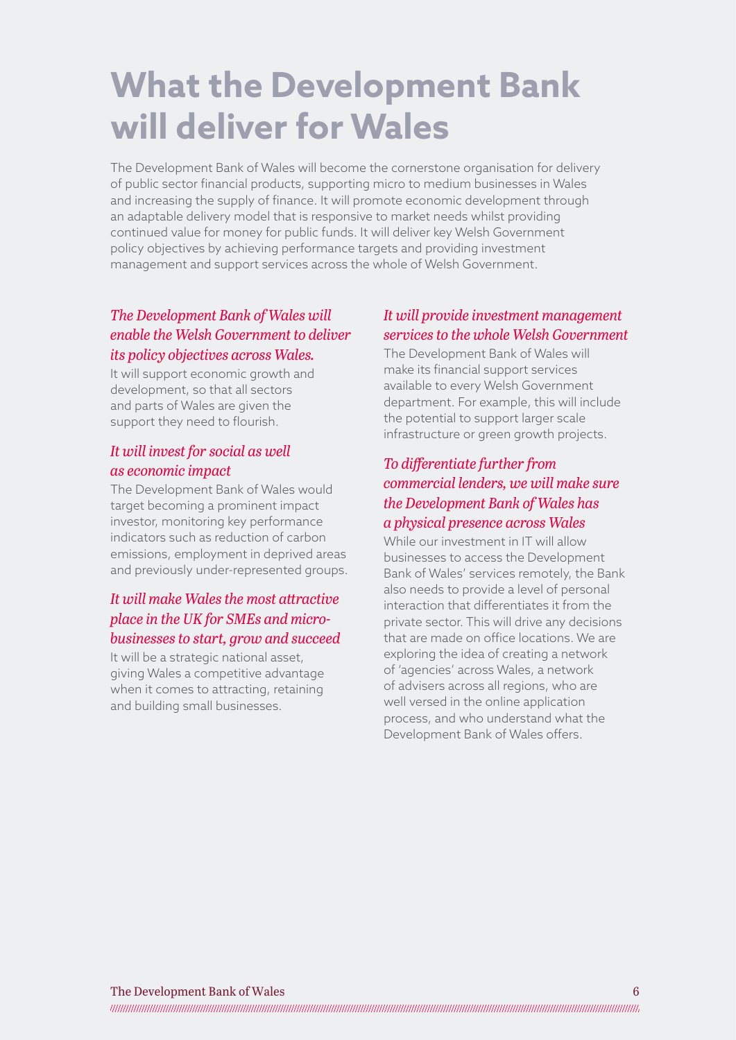# What the Development Bank will deliver for Wales

The Development Bank of Wales will become the cornerstone organisation for delivery of public sector financial products, supporting micro to medium businesses in Wales and increasing the supply of finance. It will promote economic development through an adaptable delivery model that is responsive to market needs whilst providing continued value for money for public funds. It will deliver key Welsh Government policy objectives by achieving performance targets and providing investment management and support services across the whole of Welsh Government.

### *The Development Bank of Wales will enable the Welsh Government to deliver its policy objectives across Wales.*

It will support economic growth and development, so that all sectors and parts of Wales are given the support they need to flourish.

### *It will invest for social as well as economic impact*

The Development Bank of Wales would target becoming a prominent impact investor, monitoring key performance indicators such as reduction of carbon emissions, employment in deprived areas and previously under-represented groups.

### *It will make Wales the most attractive place in the UK for SMEs and micro-businesses to start, grow and succeed*

It will be a strategic national asset, giving Wales a competitive advantage when it comes to attracting, retaining and building small businesses.

### *It will provide investment management services to the whole Welsh Government*

The Development Bank of Wales will make its financial support services available to every Welsh Government department. For example, this will include the potential to support larger scale infrastructure or green growth projects.

### *To differentiate further from commercial lenders, we will make sure the Development Bank of Wales has a physical presence across Wales*

While our investment in IT will allow businesses to access the Development Bank of Wales' services remotely, the Bank also needs to provide a level of personal interaction that differentiates it from the private sector. This will drive any decisions that are made on office locations. We are exploring the idea of creating a network of 'agencies' across Wales, a network of advisers across all regions, who are well versed in the online application process, and who understand what the Development Bank of Wales offers.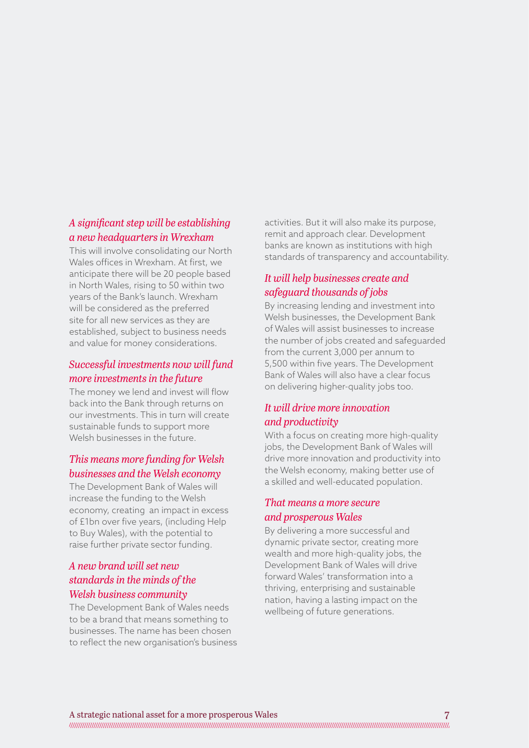### *A significant step will be establishing a new headquarters in Wrexham*

This will involve consolidating our North Wales offices in Wrexham. At first, we anticipate there will be 20 people based in North Wales, rising to 50 within two years of the Bank's launch. Wrexham will be considered as the preferred site for all new services as they are established, subject to business needs and value for money considerations.

### *Successful investments now will fund more investments in the future*

The money we lend and invest will flow back into the Bank through returns on our investments. This in turn will create sustainable funds to support more Welsh businesses in the future.

### *This means more funding for Welsh businesses and the Welsh economy*

The Development Bank of Wales will increase the funding to the Welsh economy, creating an impact in excess of £1bn over five years, (including Help to Buy Wales), with the potential to raise further private sector funding.

### *A new brand will set new standards in the minds of the Welsh business community*

The Development Bank of Wales needs to be a brand that means something to businesses. The name has been chosen to reflect the new organisation's business activities. But it will also make its purpose, remit and approach clear. Development banks are known as institutions with high standards of transparency and accountability.

### *It will help businesses create and safeguard thousands of jobs*

By increasing lending and investment into Welsh businesses, the Development Bank of Wales will assist businesses to increase the number of jobs created and safeguarded from the current 3,000 per annum to 5,500 within five years. The Development Bank of Wales will also have a clear focus on delivering higher-quality jobs too.

### *It will drive more innovation and productivity*

With a focus on creating more high-quality jobs, the Development Bank of Wales will drive more innovation and productivity into the Welsh economy, making better use of a skilled and well-educated population.

### *That means a more secure and prosperous Wales*

By delivering a more successful and dynamic private sector, creating more wealth and more high-quality jobs, the Development Bank of Wales will drive forward Wales' transformation into a thriving, enterprising and sustainable nation, having a lasting impact on the wellbeing of future generations.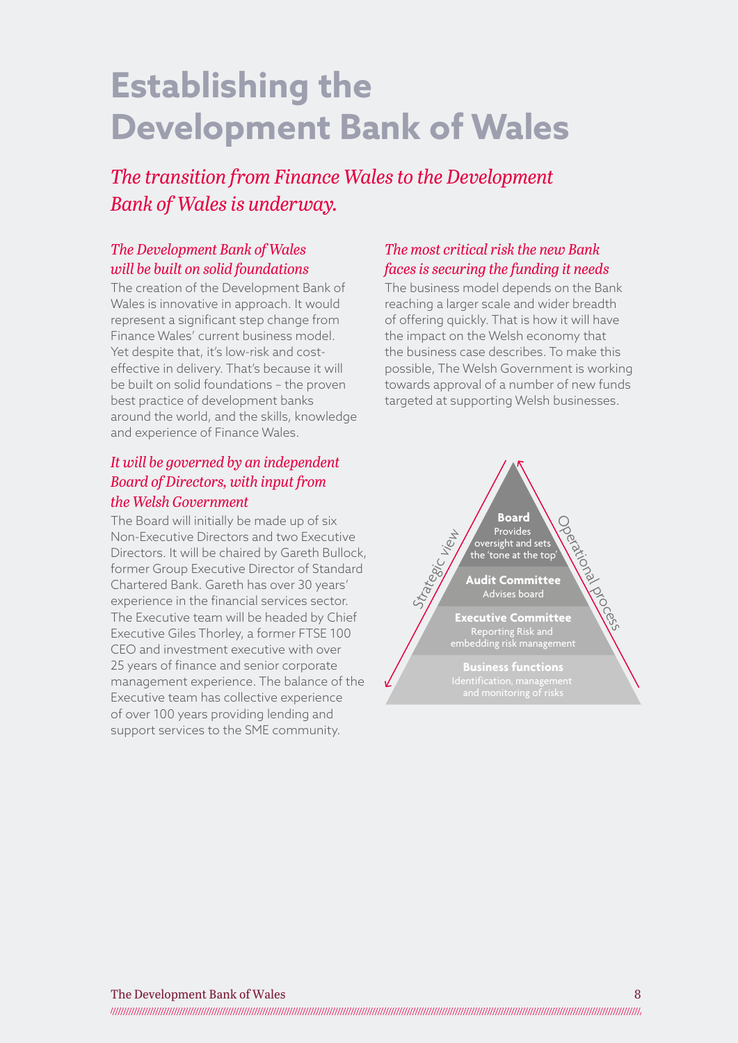# Establishing the Development Bank of Wales

*The transition from Finance Wales to the Development Bank of Wales is underway.*

### *The Development Bank of Wales will be built on solid foundations*

The creation of the Development Bank of Wales is innovative in approach. It would represent a significant step change from Finance Wales' current business model. Yet despite that, it's low-risk and cost-effective in delivery. That's because it will be built on solid foundations – the proven best practice of development banks around the world, and the skills, knowledge and experience of Finance Wales.

### *It will be governed by an independent Board of Directors, with input from the Welsh Government*

The Board will initially be made up of six Non-Executive Directors and two Executive Directors. It will be chaired by Gareth Bullock, former Group Executive Director of Standard Chartered Bank. Gareth has over 30 years' experience in the financial services sector. The Executive team will be headed by Chief Executive Giles Thorley, a former FTSE 100 CEO and investment executive with over 25 years of finance and senior corporate management experience. The balance of the Executive team has collective experience of over 100 years providing lending and support services to the SME community.

### *The most critical risk the new Bank faces is securing the funding it needs*

The business model depends on the Bank reaching a larger scale and wider breadth of offering quickly. That is how it will have the impact on the Welsh economy that the business case describes. To make this possible, The Welsh Government is working towards approval of a number of new funds targeted at supporting Welsh businesses.

Strategic view / Operational process

**Board**
Provides oversight and sets the 'tone at the top'

**Audit Committee**
Advises board

**Executive Committee**
Reporting Risk and embedding risk management

**Business functions**
Identification, management and monitoring of risks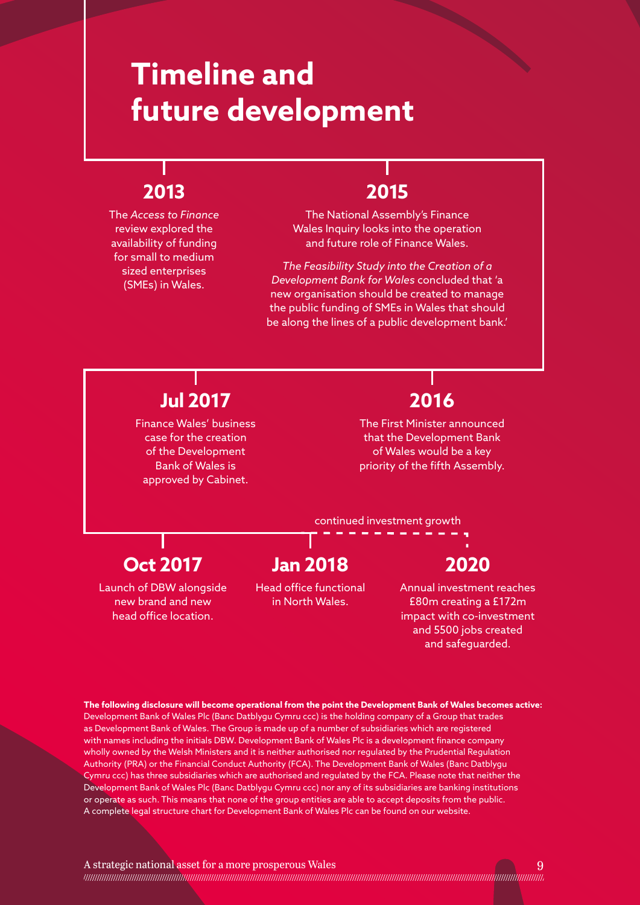# Timeline and future development

## 2013

The *Access to Finance* review explored the availability of funding for small to medium sized enterprises (SMEs) in Wales.

## 2015

The National Assembly's Finance Wales Inquiry looks into the operation and future role of Finance Wales.

*The Feasibility Study into the Creation of a Development Bank for Wales* concluded that 'a new organisation should be created to manage the public funding of SMEs in Wales that should be along the lines of a public development bank.'

## 2016

The First Minister announced that the Development Bank of Wales would be a key priority of the fifth Assembly.

## Jul 2017

Finance Wales' business case for the creation of the Development Bank of Wales is approved by Cabinet.

## Oct 2017

Launch of DBW alongside new brand and new head office location.

## Jan 2018

Head office functional in North Wales.

continued investment growth

## 2020

Annual investment reaches £80m creating a £172m impact with co-investment and 5500 jobs created and safeguarded.

**The following disclosure will become operational from the point the Development Bank of Wales becomes active:**
Development Bank of Wales Plc (Banc Datblygu Cymru ccc) is the holding company of a Group that trades as Development Bank of Wales. The Group is made up of a number of subsidiaries which are registered with names including the initials DBW. Development Bank of Wales Plc is a development finance company wholly owned by the Welsh Ministers and it is neither authorised nor regulated by the Prudential Regulation Authority (PRA) or the Financial Conduct Authority (FCA). The Development Bank of Wales (Banc Datblygu Cymru ccc) has three subsidiaries which are authorised and regulated by the FCA. Please note that neither the Development Bank of Wales Plc (Banc Datblygu Cymru ccc) nor any of its subsidiaries are banking institutions or operate as such. This means that none of the group entities are able to accept deposits from the public. A complete legal structure chart for Development Bank of Wales Plc can be found on our website.